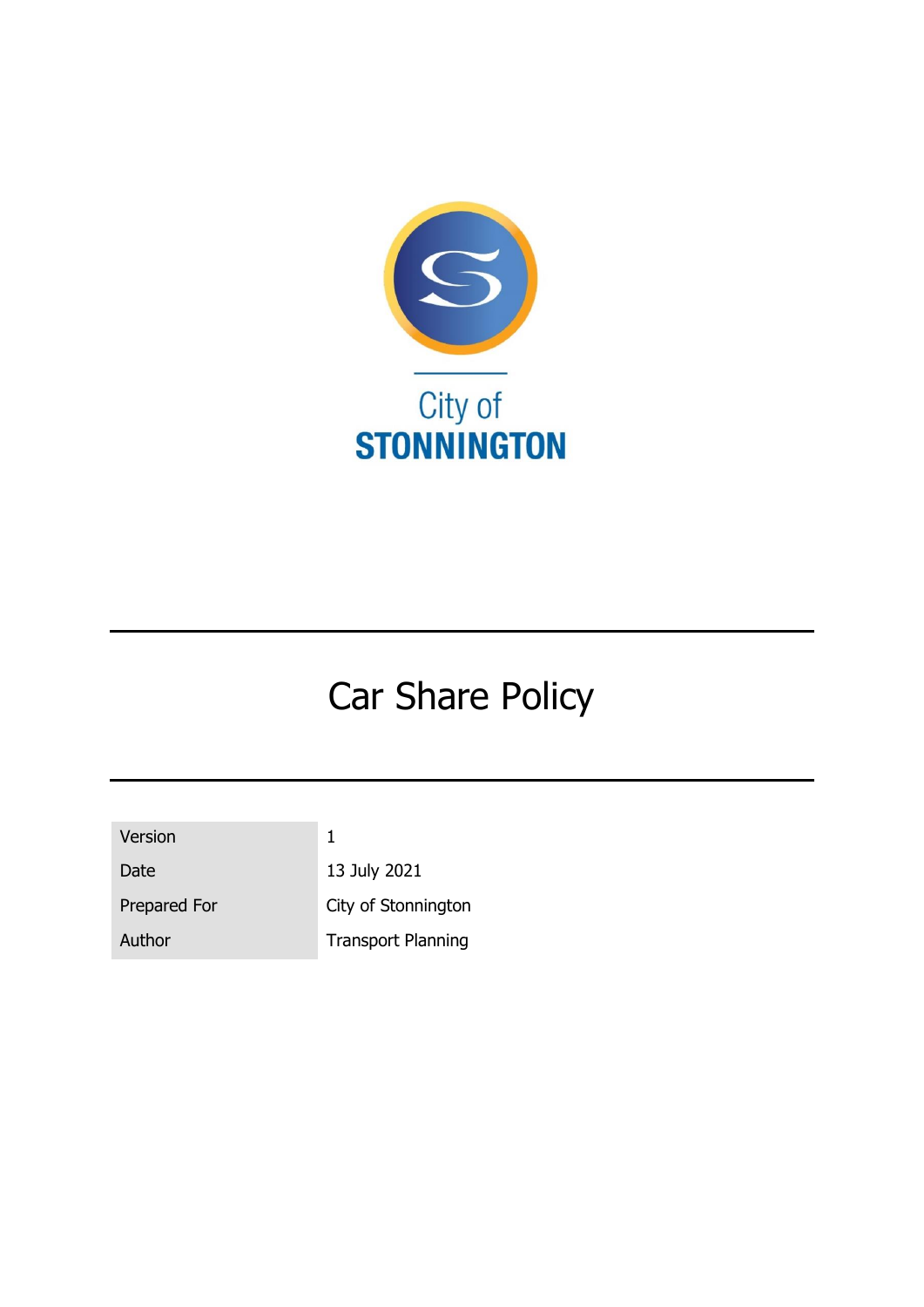City of
STONNINGTON

# Car Share Policy

| Version | 1 |
| --- | --- |
| Date | 13 July 2021 |
| Prepared For | City of Stonnington |
| Author | Transport Planning |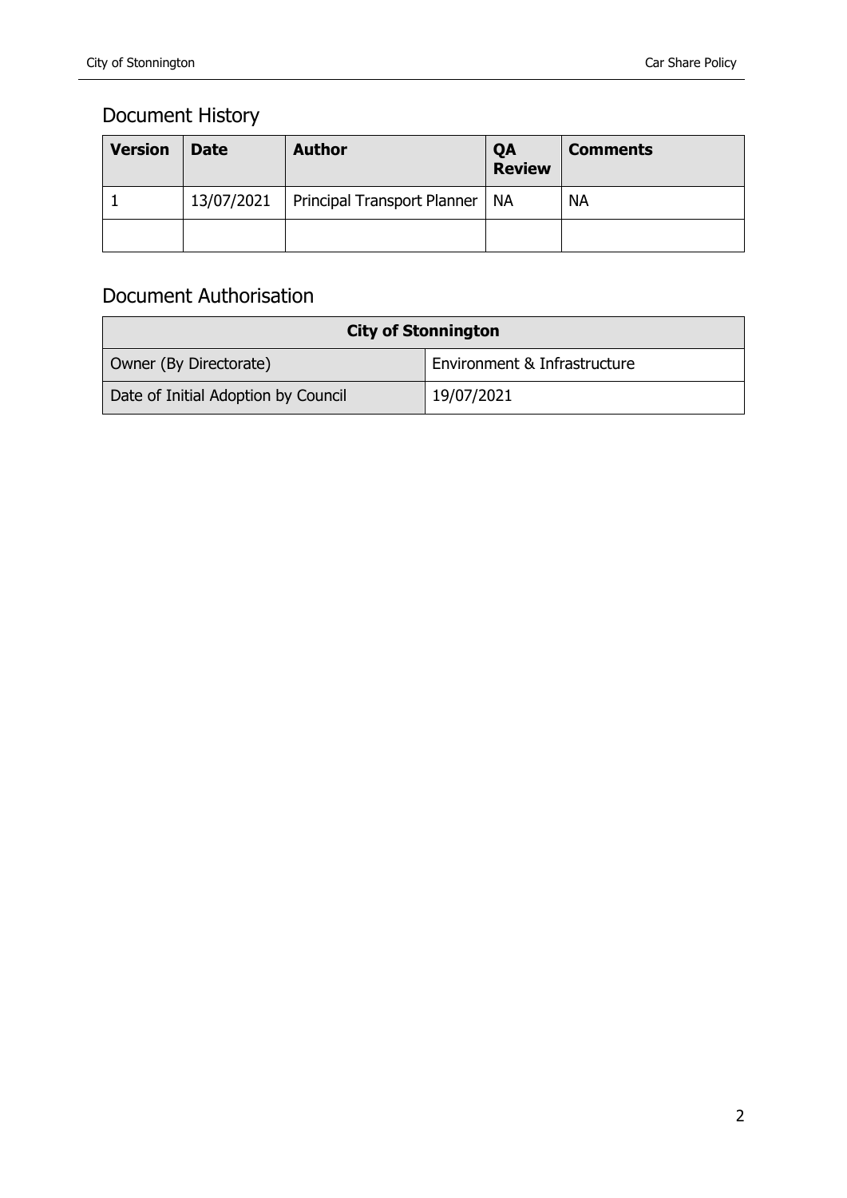## Document History

| Version | Date | Author | QA Review | Comments |
|---|---|---|---|---|
| 1 | 13/07/2021 | Principal Transport Planner | NA | NA |
| | | | | |

## Document Authorisation

| City of Stonnington | |
|---|---|
| Owner (By Directorate) | Environment & Infrastructure |
| Date of Initial Adoption by Council | 19/07/2021 |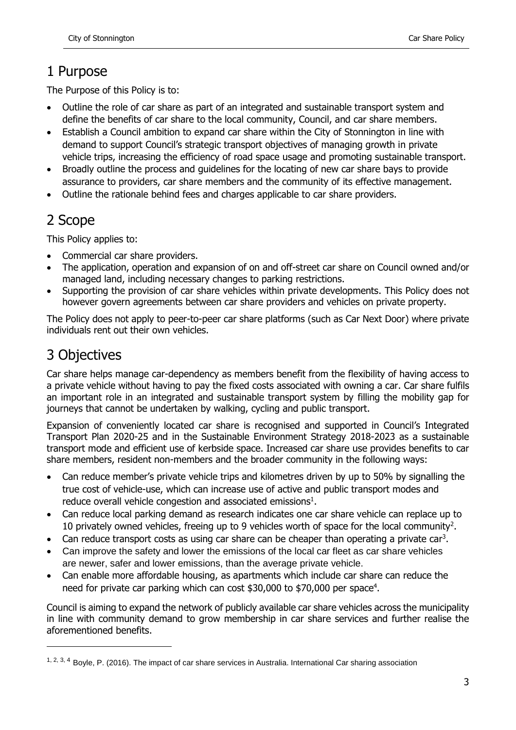# 1 Purpose

The Purpose of this Policy is to:

- Outline the role of car share as part of an integrated and sustainable transport system and define the benefits of car share to the local community, Council, and car share members.
- Establish a Council ambition to expand car share within the City of Stonnington in line with demand to support Council's strategic transport objectives of managing growth in private vehicle trips, increasing the efficiency of road space usage and promoting sustainable transport.
- Broadly outline the process and guidelines for the locating of new car share bays to provide assurance to providers, car share members and the community of its effective management.
- Outline the rationale behind fees and charges applicable to car share providers.

# 2 Scope

This Policy applies to:

- Commercial car share providers.
- The application, operation and expansion of on and off-street car share on Council owned and/or managed land, including necessary changes to parking restrictions.
- Supporting the provision of car share vehicles within private developments. This Policy does not however govern agreements between car share providers and vehicles on private property.

The Policy does not apply to peer-to-peer car share platforms (such as Car Next Door) where private individuals rent out their own vehicles.

# 3 Objectives

Car share helps manage car-dependency as members benefit from the flexibility of having access to a private vehicle without having to pay the fixed costs associated with owning a car. Car share fulfils an important role in an integrated and sustainable transport system by filling the mobility gap for journeys that cannot be undertaken by walking, cycling and public transport.

Expansion of conveniently located car share is recognised and supported in Council's Integrated Transport Plan 2020-25 and in the Sustainable Environment Strategy 2018-2023 as a sustainable transport mode and efficient use of kerbside space. Increased car share use provides benefits to car share members, resident non-members and the broader community in the following ways:

- Can reduce member's private vehicle trips and kilometres driven by up to 50% by signalling the true cost of vehicle-use, which can increase use of active and public transport modes and reduce overall vehicle congestion and associated emissions[1].
- Can reduce local parking demand as research indicates one car share vehicle can replace up to 10 privately owned vehicles, freeing up to 9 vehicles worth of space for the local community[2].
- Can reduce transport costs as using car share can be cheaper than operating a private car[3].
- Can improve the safety and lower the emissions of the local car fleet as car share vehicles are newer, safer and lower emissions, than the average private vehicle.
- Can enable more affordable housing, as apartments which include car share can reduce the need for private car parking which can cost $30,000 to $70,000 per space[4].

Council is aiming to expand the network of publicly available car share vehicles across the municipality in line with community demand to grow membership in car share services and further realise the aforementioned benefits.

[1, 2, 3, 4] Boyle, P. (2016). The impact of car share services in Australia. International Car sharing association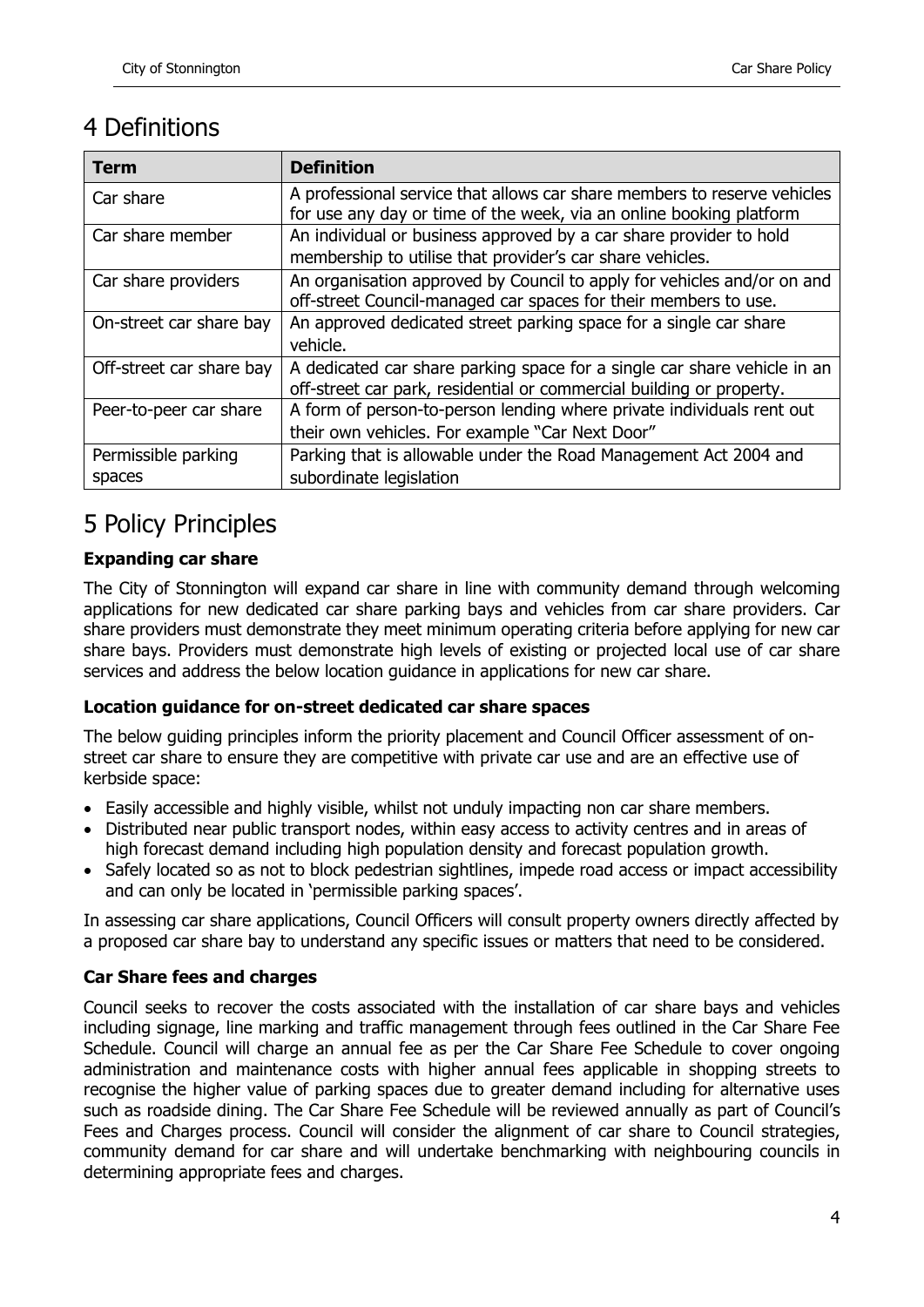# 4 Definitions

| Term | Definition |
|---|---|
| Car share | A professional service that allows car share members to reserve vehicles for use any day or time of the week, via an online booking platform |
| Car share member | An individual or business approved by a car share provider to hold membership to utilise that provider's car share vehicles. |
| Car share providers | An organisation approved by Council to apply for vehicles and/or on and off-street Council-managed car spaces for their members to use. |
| On-street car share bay | An approved dedicated street parking space for a single car share vehicle. |
| Off-street car share bay | A dedicated car share parking space for a single car share vehicle in an off-street car park, residential or commercial building or property. |
| Peer-to-peer car share | A form of person-to-person lending where private individuals rent out their own vehicles. For example "Car Next Door" |
| Permissible parking spaces | Parking that is allowable under the Road Management Act 2004 and subordinate legislation |

# 5 Policy Principles

### Expanding car share

The City of Stonnington will expand car share in line with community demand through welcoming applications for new dedicated car share parking bays and vehicles from car share providers. Car share providers must demonstrate they meet minimum operating criteria before applying for new car share bays. Providers must demonstrate high levels of existing or projected local use of car share services and address the below location guidance in applications for new car share.

### Location guidance for on-street dedicated car share spaces

The below guiding principles inform the priority placement and Council Officer assessment of on-street car share to ensure they are competitive with private car use and are an effective use of kerbside space:

- Easily accessible and highly visible, whilst not unduly impacting non car share members.
- Distributed near public transport nodes, within easy access to activity centres and in areas of high forecast demand including high population density and forecast population growth.
- Safely located so as not to block pedestrian sightlines, impede road access or impact accessibility and can only be located in 'permissible parking spaces'.

In assessing car share applications, Council Officers will consult property owners directly affected by a proposed car share bay to understand any specific issues or matters that need to be considered.

### Car Share fees and charges

Council seeks to recover the costs associated with the installation of car share bays and vehicles including signage, line marking and traffic management through fees outlined in the Car Share Fee Schedule. Council will charge an annual fee as per the Car Share Fee Schedule to cover ongoing administration and maintenance costs with higher annual fees applicable in shopping streets to recognise the higher value of parking spaces due to greater demand including for alternative uses such as roadside dining. The Car Share Fee Schedule will be reviewed annually as part of Council's Fees and Charges process. Council will consider the alignment of car share to Council strategies, community demand for car share and will undertake benchmarking with neighbouring councils in determining appropriate fees and charges.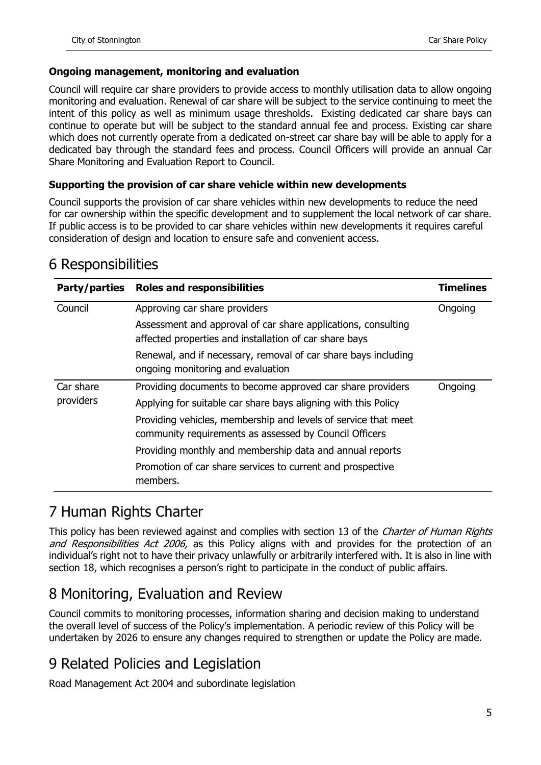**Ongoing management, monitoring and evaluation**

Council will require car share providers to provide access to monthly utilisation data to allow ongoing monitoring and evaluation. Renewal of car share will be subject to the service continuing to meet the intent of this policy as well as minimum usage thresholds. Existing dedicated car share bays can continue to operate but will be subject to the standard annual fee and process. Existing car share which does not currently operate from a dedicated on-street car share bay will be able to apply for a dedicated bay through the standard fees and process. Council Officers will provide an annual Car Share Monitoring and Evaluation Report to Council.

**Supporting the provision of car share vehicle within new developments**

Council supports the provision of car share vehicles within new developments to reduce the need for car ownership within the specific development and to supplement the local network of car share. If public access is to be provided to car share vehicles within new developments it requires careful consideration of design and location to ensure safe and convenient access.

# 6 Responsibilities

| Party/parties | Roles and responsibilities | Timelines |
|---|---|---|
| Council | Approving car share providers<br><br>Assessment and approval of car share applications, consulting affected properties and installation of car share bays<br><br>Renewal, and if necessary, removal of car share bays including ongoing monitoring and evaluation | Ongoing |
| Car share providers | Providing documents to become approved car share providers<br><br>Applying for suitable car share bays aligning with this Policy<br><br>Providing vehicles, membership and levels of service that meet community requirements as assessed by Council Officers<br><br>Providing monthly and membership data and annual reports<br><br>Promotion of car share services to current and prospective members. | Ongoing |

# 7 Human Rights Charter

This policy has been reviewed against and complies with section 13 of the *Charter of Human Rights and Responsibilities Act 2006,* as this Policy aligns with and provides for the protection of an individual's right not to have their privacy unlawfully or arbitrarily interfered with. It is also in line with section 18, which recognises a person's right to participate in the conduct of public affairs.

# 8 Monitoring, Evaluation and Review

Council commits to monitoring processes, information sharing and decision making to understand the overall level of success of the Policy's implementation. A periodic review of this Policy will be undertaken by 2026 to ensure any changes required to strengthen or update the Policy are made.

# 9 Related Policies and Legislation

Road Management Act 2004 and subordinate legislation